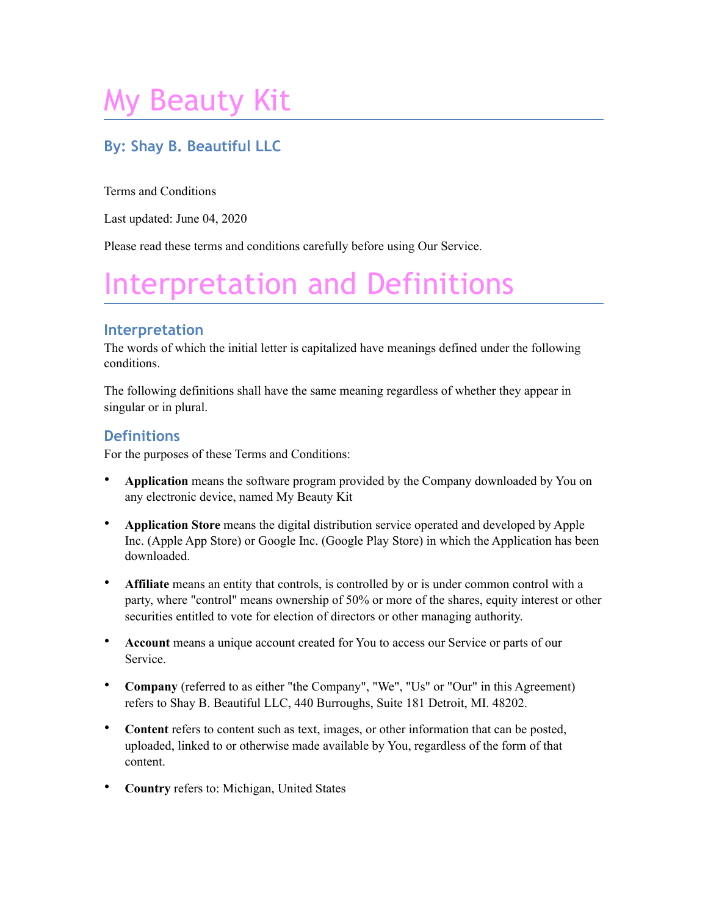# My Beauty Kit

### By: Shay B. Beautiful LLC

Terms and Conditions

Last updated: June 04, 2020

Please read these terms and conditions carefully before using Our Service.

# Interpretation and Definitions

### Interpretation

The words of which the initial letter is capitalized have meanings defined under the following conditions.

The following definitions shall have the same meaning regardless of whether they appear in singular or in plural.

### Definitions

For the purposes of these Terms and Conditions:

- **Application** means the software program provided by the Company downloaded by You on any electronic device, named My Beauty Kit
- **Application Store** means the digital distribution service operated and developed by Apple Inc. (Apple App Store) or Google Inc. (Google Play Store) in which the Application has been downloaded.
- **Affiliate** means an entity that controls, is controlled by or is under common control with a party, where "control" means ownership of 50% or more of the shares, equity interest or other securities entitled to vote for election of directors or other managing authority.
- **Account** means a unique account created for You to access our Service or parts of our Service.
- **Company** (referred to as either "the Company", "We", "Us" or "Our" in this Agreement) refers to Shay B. Beautiful LLC, 440 Burroughs, Suite 181 Detroit, MI. 48202.
- **Content** refers to content such as text, images, or other information that can be posted, uploaded, linked to or otherwise made available by You, regardless of the form of that content.
- **Country** refers to: Michigan, United States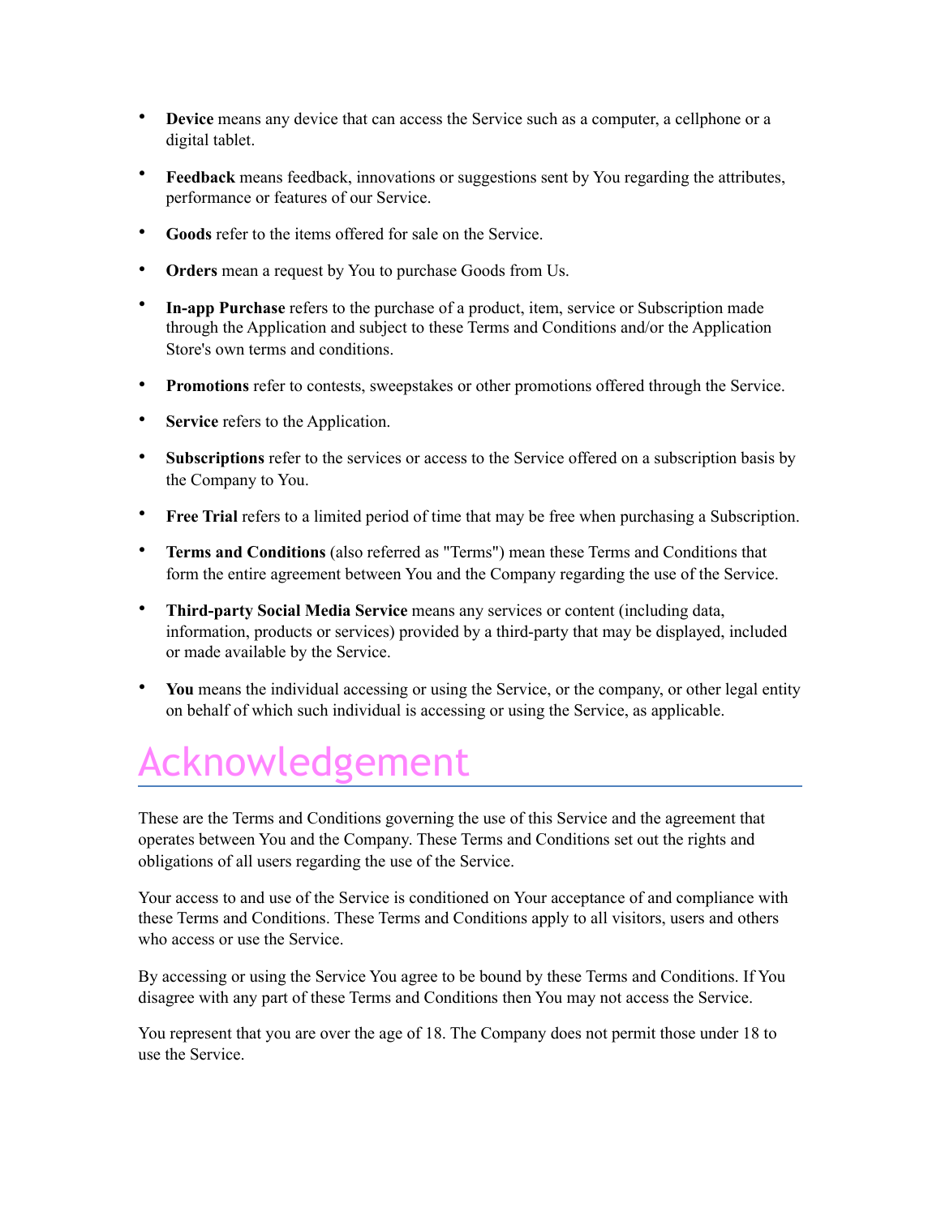- **Device** means any device that can access the Service such as a computer, a cellphone or a digital tablet.

- **Feedback** means feedback, innovations or suggestions sent by You regarding the attributes, performance or features of our Service.

- **Goods** refer to the items offered for sale on the Service.

- **Orders** mean a request by You to purchase Goods from Us.

- **In-app Purchase** refers to the purchase of a product, item, service or Subscription made through the Application and subject to these Terms and Conditions and/or the Application Store's own terms and conditions.

- **Promotions** refer to contests, sweepstakes or other promotions offered through the Service.

- **Service** refers to the Application.

- **Subscriptions** refer to the services or access to the Service offered on a subscription basis by the Company to You.

- **Free Trial** refers to a limited period of time that may be free when purchasing a Subscription.

- **Terms and Conditions** (also referred as "Terms") mean these Terms and Conditions that form the entire agreement between You and the Company regarding the use of the Service.

- **Third-party Social Media Service** means any services or content (including data, information, products or services) provided by a third-party that may be displayed, included or made available by the Service.

- **You** means the individual accessing or using the Service, or the company, or other legal entity on behalf of which such individual is accessing or using the Service, as applicable.

# Acknowledgement

These are the Terms and Conditions governing the use of this Service and the agreement that operates between You and the Company. These Terms and Conditions set out the rights and obligations of all users regarding the use of the Service.

Your access to and use of the Service is conditioned on Your acceptance of and compliance with these Terms and Conditions. These Terms and Conditions apply to all visitors, users and others who access or use the Service.

By accessing or using the Service You agree to be bound by these Terms and Conditions. If You disagree with any part of these Terms and Conditions then You may not access the Service.

You represent that you are over the age of 18. The Company does not permit those under 18 to use the Service.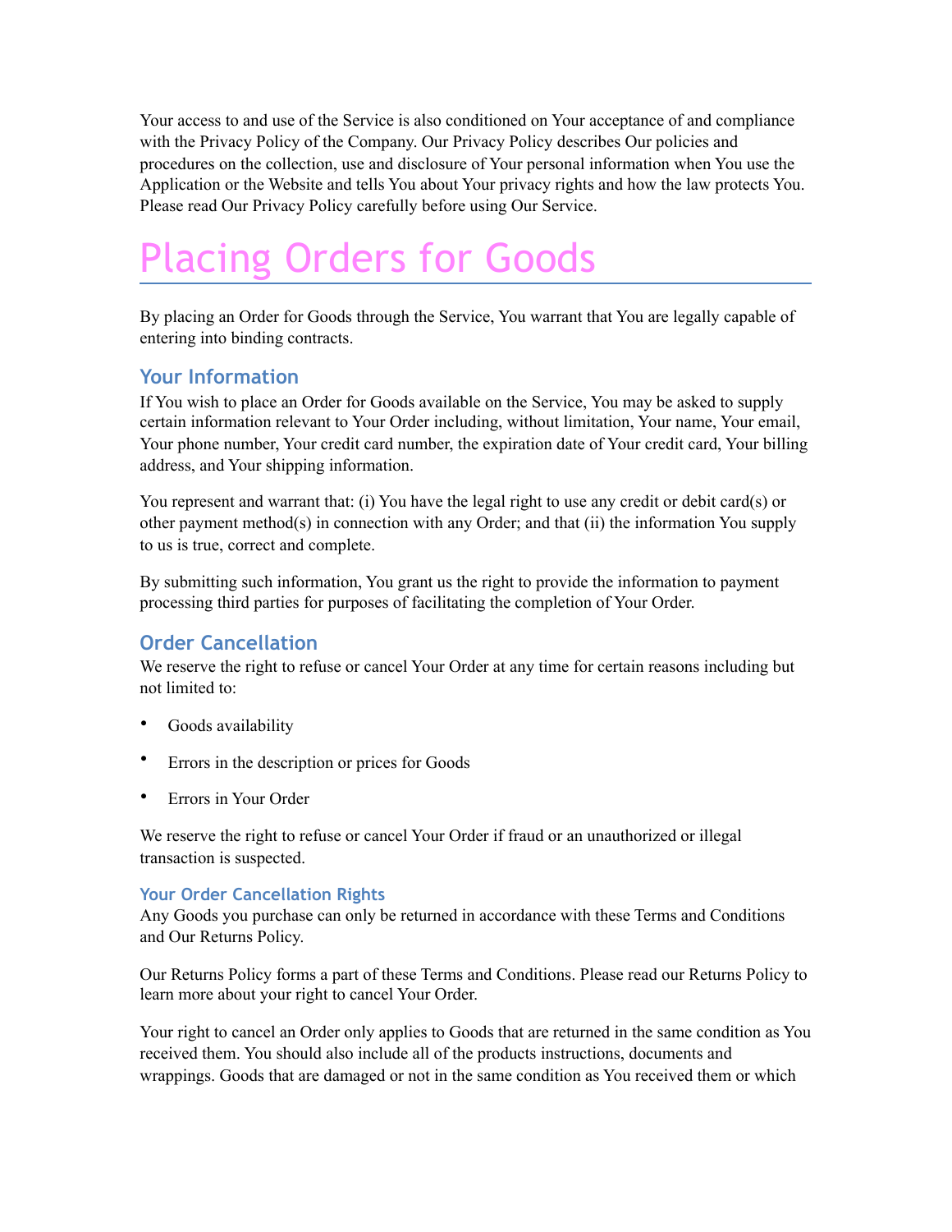Your access to and use of the Service is also conditioned on Your acceptance of and compliance with the Privacy Policy of the Company. Our Privacy Policy describes Our policies and procedures on the collection, use and disclosure of Your personal information when You use the Application or the Website and tells You about Your privacy rights and how the law protects You. Please read Our Privacy Policy carefully before using Our Service.

# Placing Orders for Goods

By placing an Order for Goods through the Service, You warrant that You are legally capable of entering into binding contracts.

## Your Information

If You wish to place an Order for Goods available on the Service, You may be asked to supply certain information relevant to Your Order including, without limitation, Your name, Your email, Your phone number, Your credit card number, the expiration date of Your credit card, Your billing address, and Your shipping information.

You represent and warrant that: (i) You have the legal right to use any credit or debit card(s) or other payment method(s) in connection with any Order; and that (ii) the information You supply to us is true, correct and complete.

By submitting such information, You grant us the right to provide the information to payment processing third parties for purposes of facilitating the completion of Your Order.

## Order Cancellation

We reserve the right to refuse or cancel Your Order at any time for certain reasons including but not limited to:

- Goods availability
- Errors in the description or prices for Goods
- Errors in Your Order

We reserve the right to refuse or cancel Your Order if fraud or an unauthorized or illegal transaction is suspected.

### Your Order Cancellation Rights

Any Goods you purchase can only be returned in accordance with these Terms and Conditions and Our Returns Policy.

Our Returns Policy forms a part of these Terms and Conditions. Please read our Returns Policy to learn more about your right to cancel Your Order.

Your right to cancel an Order only applies to Goods that are returned in the same condition as You received them. You should also include all of the products instructions, documents and wrappings. Goods that are damaged or not in the same condition as You received them or which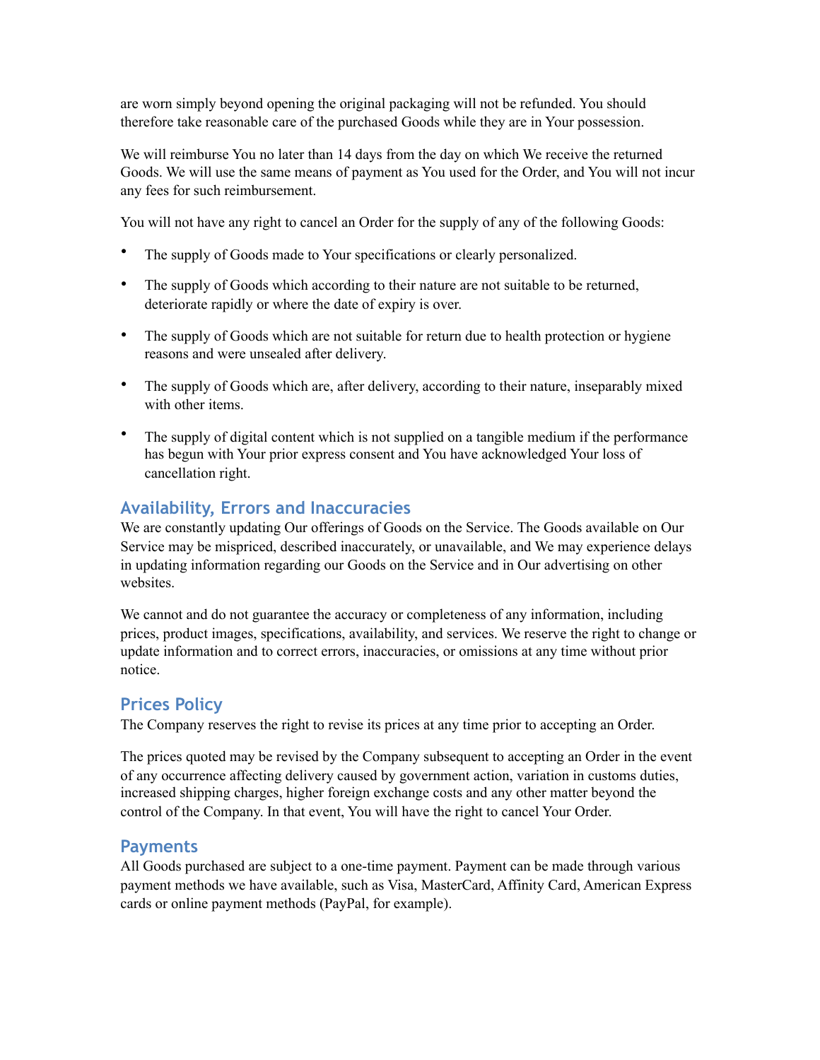are worn simply beyond opening the original packaging will not be refunded. You should therefore take reasonable care of the purchased Goods while they are in Your possession.

We will reimburse You no later than 14 days from the day on which We receive the returned Goods. We will use the same means of payment as You used for the Order, and You will not incur any fees for such reimbursement.

You will not have any right to cancel an Order for the supply of any of the following Goods:

- The supply of Goods made to Your specifications or clearly personalized.
- The supply of Goods which according to their nature are not suitable to be returned, deteriorate rapidly or where the date of expiry is over.
- The supply of Goods which are not suitable for return due to health protection or hygiene reasons and were unsealed after delivery.
- The supply of Goods which are, after delivery, according to their nature, inseparably mixed with other items.
- The supply of digital content which is not supplied on a tangible medium if the performance has begun with Your prior express consent and You have acknowledged Your loss of cancellation right.

## Availability, Errors and Inaccuracies

We are constantly updating Our offerings of Goods on the Service. The Goods available on Our Service may be mispriced, described inaccurately, or unavailable, and We may experience delays in updating information regarding our Goods on the Service and in Our advertising on other websites.

We cannot and do not guarantee the accuracy or completeness of any information, including prices, product images, specifications, availability, and services. We reserve the right to change or update information and to correct errors, inaccuracies, or omissions at any time without prior notice.

## Prices Policy

The Company reserves the right to revise its prices at any time prior to accepting an Order.

The prices quoted may be revised by the Company subsequent to accepting an Order in the event of any occurrence affecting delivery caused by government action, variation in customs duties, increased shipping charges, higher foreign exchange costs and any other matter beyond the control of the Company. In that event, You will have the right to cancel Your Order.

## Payments

All Goods purchased are subject to a one-time payment. Payment can be made through various payment methods we have available, such as Visa, MasterCard, Affinity Card, American Express cards or online payment methods (PayPal, for example).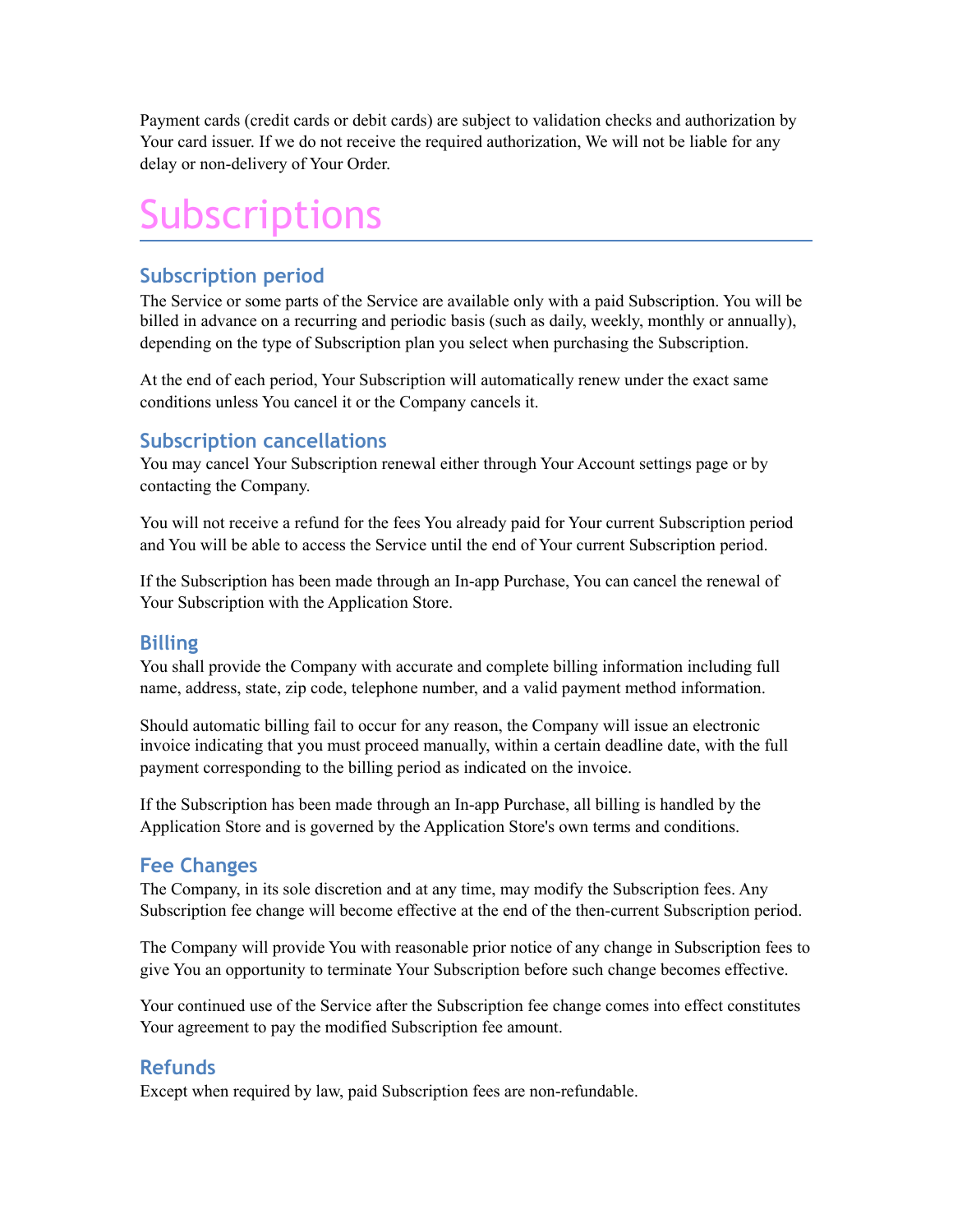Payment cards (credit cards or debit cards) are subject to validation checks and authorization by Your card issuer. If we do not receive the required authorization, We will not be liable for any delay or non-delivery of Your Order.

# Subscriptions

## Subscription period

The Service or some parts of the Service are available only with a paid Subscription. You will be billed in advance on a recurring and periodic basis (such as daily, weekly, monthly or annually), depending on the type of Subscription plan you select when purchasing the Subscription.

At the end of each period, Your Subscription will automatically renew under the exact same conditions unless You cancel it or the Company cancels it.

## Subscription cancellations

You may cancel Your Subscription renewal either through Your Account settings page or by contacting the Company.

You will not receive a refund for the fees You already paid for Your current Subscription period and You will be able to access the Service until the end of Your current Subscription period.

If the Subscription has been made through an In-app Purchase, You can cancel the renewal of Your Subscription with the Application Store.

## Billing

You shall provide the Company with accurate and complete billing information including full name, address, state, zip code, telephone number, and a valid payment method information.

Should automatic billing fail to occur for any reason, the Company will issue an electronic invoice indicating that you must proceed manually, within a certain deadline date, with the full payment corresponding to the billing period as indicated on the invoice.

If the Subscription has been made through an In-app Purchase, all billing is handled by the Application Store and is governed by the Application Store's own terms and conditions.

## Fee Changes

The Company, in its sole discretion and at any time, may modify the Subscription fees. Any Subscription fee change will become effective at the end of the then-current Subscription period.

The Company will provide You with reasonable prior notice of any change in Subscription fees to give You an opportunity to terminate Your Subscription before such change becomes effective.

Your continued use of the Service after the Subscription fee change comes into effect constitutes Your agreement to pay the modified Subscription fee amount.

## Refunds

Except when required by law, paid Subscription fees are non-refundable.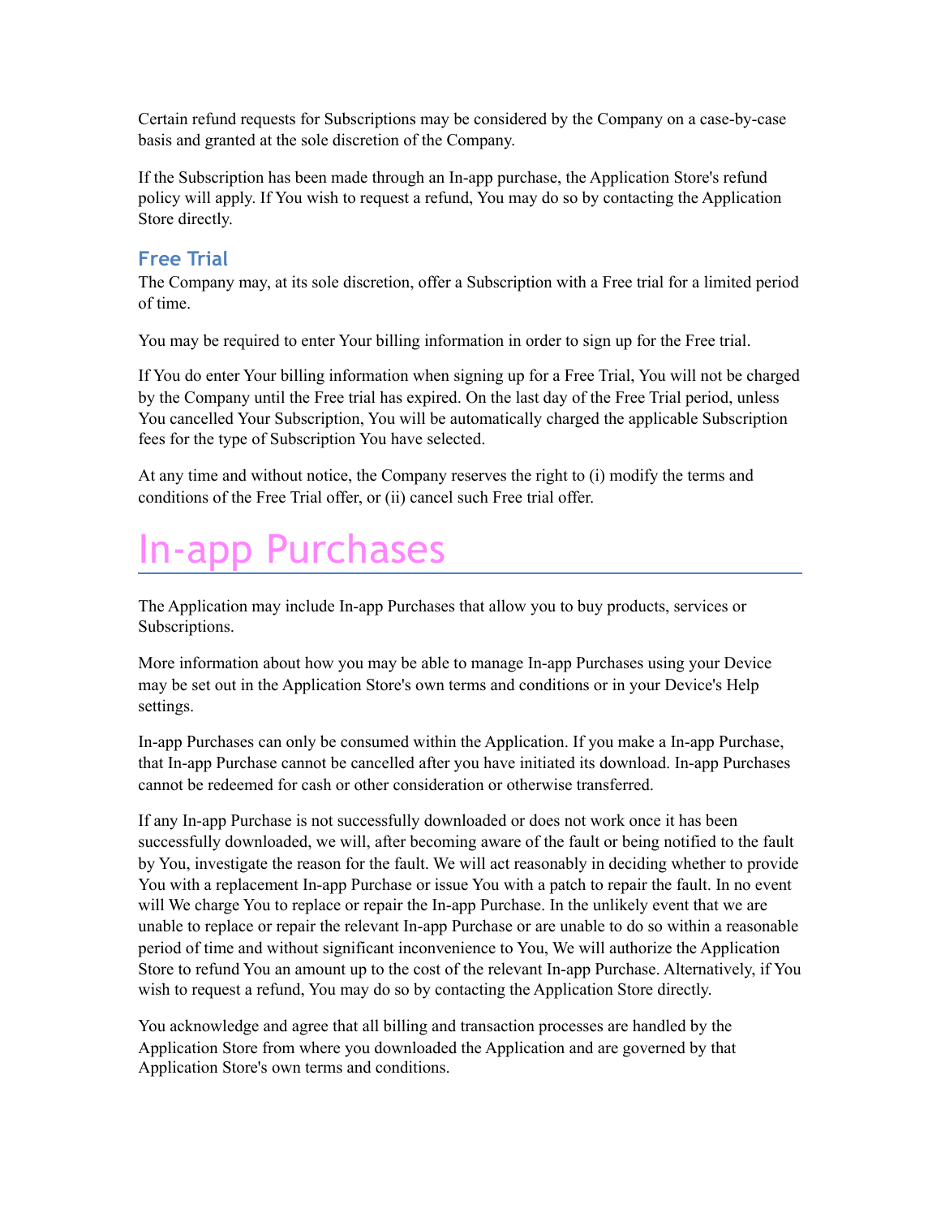Certain refund requests for Subscriptions may be considered by the Company on a case-by-case basis and granted at the sole discretion of the Company.

If the Subscription has been made through an In-app purchase, the Application Store's refund policy will apply. If You wish to request a refund, You may do so by contacting the Application Store directly.

### Free Trial

The Company may, at its sole discretion, offer a Subscription with a Free trial for a limited period of time.

You may be required to enter Your billing information in order to sign up for the Free trial.

If You do enter Your billing information when signing up for a Free Trial, You will not be charged by the Company until the Free trial has expired. On the last day of the Free Trial period, unless You cancelled Your Subscription, You will be automatically charged the applicable Subscription fees for the type of Subscription You have selected.

At any time and without notice, the Company reserves the right to (i) modify the terms and conditions of the Free Trial offer, or (ii) cancel such Free trial offer.

# In-app Purchases

The Application may include In-app Purchases that allow you to buy products, services or Subscriptions.

More information about how you may be able to manage In-app Purchases using your Device may be set out in the Application Store's own terms and conditions or in your Device's Help settings.

In-app Purchases can only be consumed within the Application. If you make a In-app Purchase, that In-app Purchase cannot be cancelled after you have initiated its download. In-app Purchases cannot be redeemed for cash or other consideration or otherwise transferred.

If any In-app Purchase is not successfully downloaded or does not work once it has been successfully downloaded, we will, after becoming aware of the fault or being notified to the fault by You, investigate the reason for the fault. We will act reasonably in deciding whether to provide You with a replacement In-app Purchase or issue You with a patch to repair the fault. In no event will We charge You to replace or repair the In-app Purchase. In the unlikely event that we are unable to replace or repair the relevant In-app Purchase or are unable to do so within a reasonable period of time and without significant inconvenience to You, We will authorize the Application Store to refund You an amount up to the cost of the relevant In-app Purchase. Alternatively, if You wish to request a refund, You may do so by contacting the Application Store directly.

You acknowledge and agree that all billing and transaction processes are handled by the Application Store from where you downloaded the Application and are governed by that Application Store's own terms and conditions.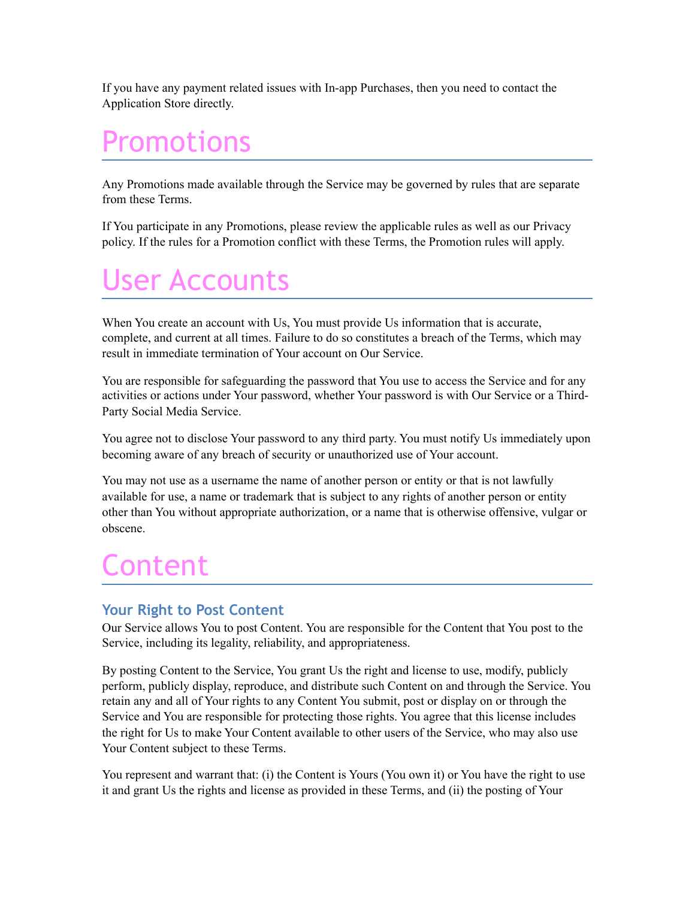If you have any payment related issues with In-app Purchases, then you need to contact the Application Store directly.

# Promotions

Any Promotions made available through the Service may be governed by rules that are separate from these Terms.

If You participate in any Promotions, please review the applicable rules as well as our Privacy policy. If the rules for a Promotion conflict with these Terms, the Promotion rules will apply.

# User Accounts

When You create an account with Us, You must provide Us information that is accurate, complete, and current at all times. Failure to do so constitutes a breach of the Terms, which may result in immediate termination of Your account on Our Service.

You are responsible for safeguarding the password that You use to access the Service and for any activities or actions under Your password, whether Your password is with Our Service or a Third-Party Social Media Service.

You agree not to disclose Your password to any third party. You must notify Us immediately upon becoming aware of any breach of security or unauthorized use of Your account.

You may not use as a username the name of another person or entity or that is not lawfully available for use, a name or trademark that is subject to any rights of another person or entity other than You without appropriate authorization, or a name that is otherwise offensive, vulgar or obscene.

# Content

## Your Right to Post Content

Our Service allows You to post Content. You are responsible for the Content that You post to the Service, including its legality, reliability, and appropriateness.

By posting Content to the Service, You grant Us the right and license to use, modify, publicly perform, publicly display, reproduce, and distribute such Content on and through the Service. You retain any and all of Your rights to any Content You submit, post or display on or through the Service and You are responsible for protecting those rights. You agree that this license includes the right for Us to make Your Content available to other users of the Service, who may also use Your Content subject to these Terms.

You represent and warrant that: (i) the Content is Yours (You own it) or You have the right to use it and grant Us the rights and license as provided in these Terms, and (ii) the posting of Your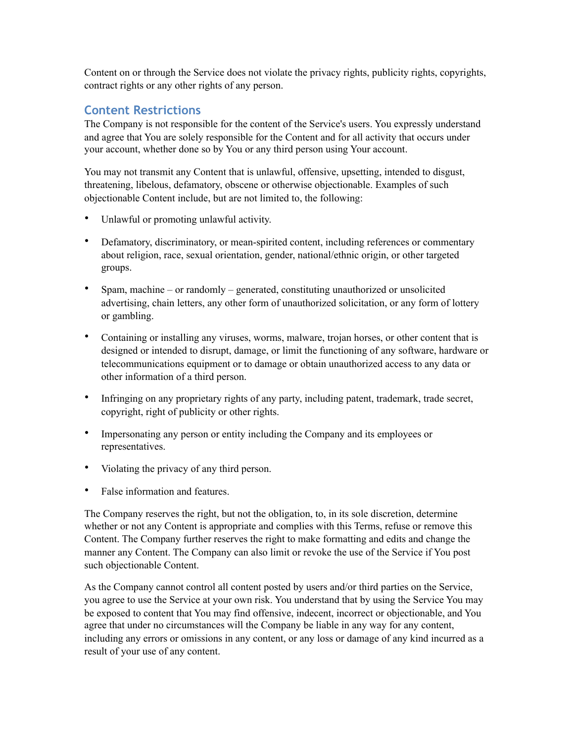Content on or through the Service does not violate the privacy rights, publicity rights, copyrights, contract rights or any other rights of any person.

## Content Restrictions

The Company is not responsible for the content of the Service's users. You expressly understand and agree that You are solely responsible for the Content and for all activity that occurs under your account, whether done so by You or any third person using Your account.

You may not transmit any Content that is unlawful, offensive, upsetting, intended to disgust, threatening, libelous, defamatory, obscene or otherwise objectionable. Examples of such objectionable Content include, but are not limited to, the following:

- Unlawful or promoting unlawful activity.
- Defamatory, discriminatory, or mean-spirited content, including references or commentary about religion, race, sexual orientation, gender, national/ethnic origin, or other targeted groups.
- Spam, machine – or randomly – generated, constituting unauthorized or unsolicited advertising, chain letters, any other form of unauthorized solicitation, or any form of lottery or gambling.
- Containing or installing any viruses, worms, malware, trojan horses, or other content that is designed or intended to disrupt, damage, or limit the functioning of any software, hardware or telecommunications equipment or to damage or obtain unauthorized access to any data or other information of a third person.
- Infringing on any proprietary rights of any party, including patent, trademark, trade secret, copyright, right of publicity or other rights.
- Impersonating any person or entity including the Company and its employees or representatives.
- Violating the privacy of any third person.
- False information and features.

The Company reserves the right, but not the obligation, to, in its sole discretion, determine whether or not any Content is appropriate and complies with this Terms, refuse or remove this Content. The Company further reserves the right to make formatting and edits and change the manner any Content. The Company can also limit or revoke the use of the Service if You post such objectionable Content.

As the Company cannot control all content posted by users and/or third parties on the Service, you agree to use the Service at your own risk. You understand that by using the Service You may be exposed to content that You may find offensive, indecent, incorrect or objectionable, and You agree that under no circumstances will the Company be liable in any way for any content, including any errors or omissions in any content, or any loss or damage of any kind incurred as a result of your use of any content.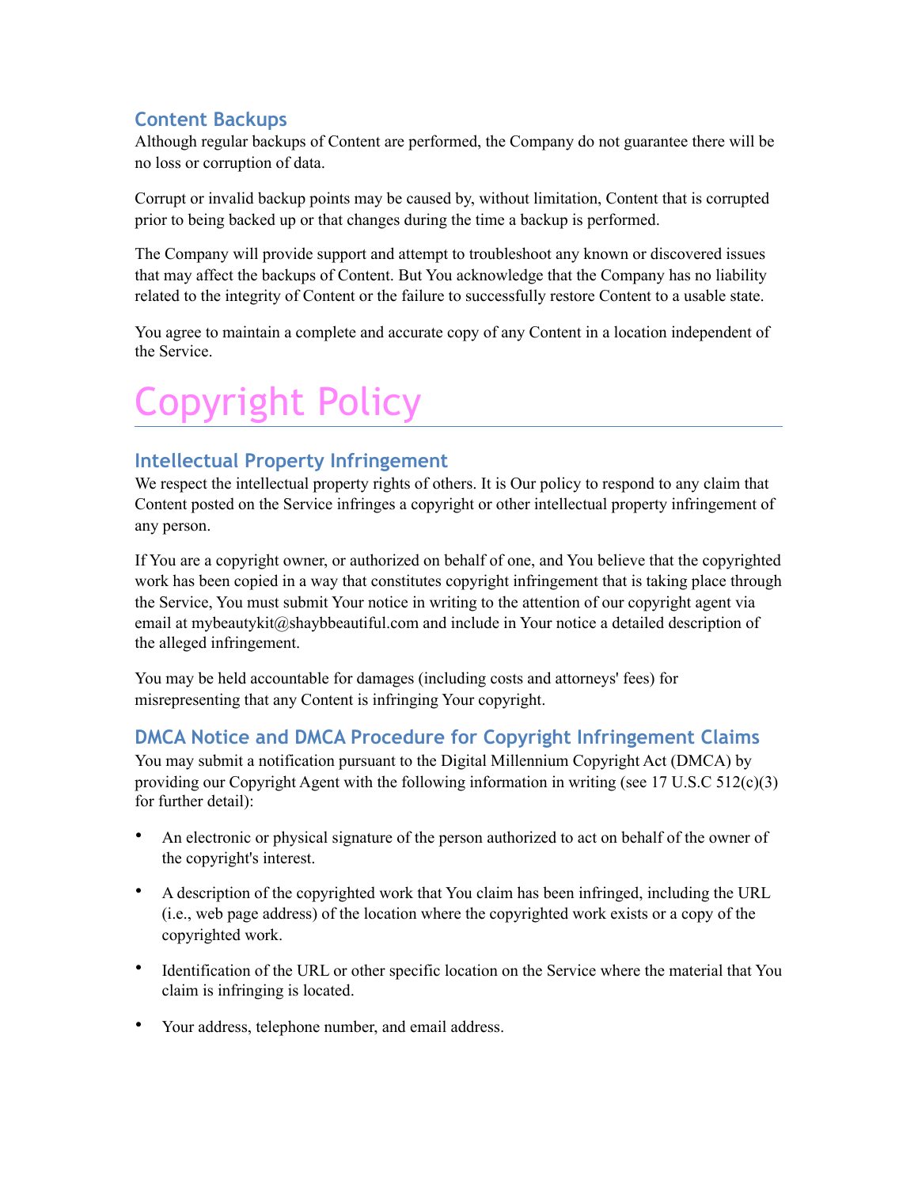### Content Backups

Although regular backups of Content are performed, the Company do not guarantee there will be no loss or corruption of data.

Corrupt or invalid backup points may be caused by, without limitation, Content that is corrupted prior to being backed up or that changes during the time a backup is performed.

The Company will provide support and attempt to troubleshoot any known or discovered issues that may affect the backups of Content. But You acknowledge that the Company has no liability related to the integrity of Content or the failure to successfully restore Content to a usable state.

You agree to maintain a complete and accurate copy of any Content in a location independent of the Service.

# Copyright Policy

### Intellectual Property Infringement

We respect the intellectual property rights of others. It is Our policy to respond to any claim that Content posted on the Service infringes a copyright or other intellectual property infringement of any person.

If You are a copyright owner, or authorized on behalf of one, and You believe that the copyrighted work has been copied in a way that constitutes copyright infringement that is taking place through the Service, You must submit Your notice in writing to the attention of our copyright agent via email at mybeautykit@shaybbeautiful.com and include in Your notice a detailed description of the alleged infringement.

You may be held accountable for damages (including costs and attorneys' fees) for misrepresenting that any Content is infringing Your copyright.

### DMCA Notice and DMCA Procedure for Copyright Infringement Claims

You may submit a notification pursuant to the Digital Millennium Copyright Act (DMCA) by providing our Copyright Agent with the following information in writing (see 17 U.S.C 512(c)(3) for further detail):

- An electronic or physical signature of the person authorized to act on behalf of the owner of the copyright's interest.
- A description of the copyrighted work that You claim has been infringed, including the URL (i.e., web page address) of the location where the copyrighted work exists or a copy of the copyrighted work.
- Identification of the URL or other specific location on the Service where the material that You claim is infringing is located.
- Your address, telephone number, and email address.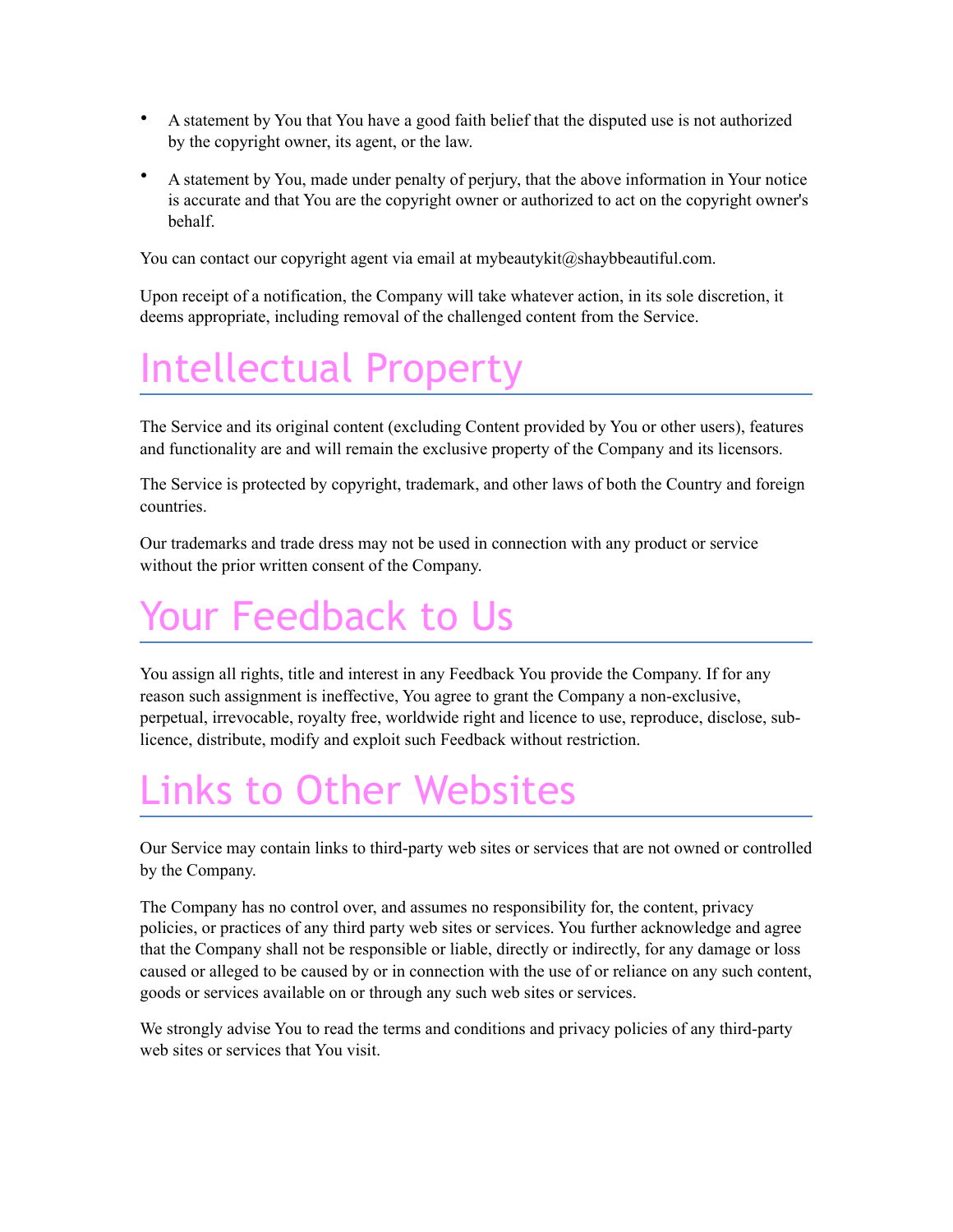- A statement by You that You have a good faith belief that the disputed use is not authorized by the copyright owner, its agent, or the law.
- A statement by You, made under penalty of perjury, that the above information in Your notice is accurate and that You are the copyright owner or authorized to act on the copyright owner's behalf.

You can contact our copyright agent via email at mybeautykit@shaybbeautiful.com.

Upon receipt of a notification, the Company will take whatever action, in its sole discretion, it deems appropriate, including removal of the challenged content from the Service.

# Intellectual Property

The Service and its original content (excluding Content provided by You or other users), features and functionality are and will remain the exclusive property of the Company and its licensors.

The Service is protected by copyright, trademark, and other laws of both the Country and foreign countries.

Our trademarks and trade dress may not be used in connection with any product or service without the prior written consent of the Company.

# Your Feedback to Us

You assign all rights, title and interest in any Feedback You provide the Company. If for any reason such assignment is ineffective, You agree to grant the Company a non-exclusive, perpetual, irrevocable, royalty free, worldwide right and licence to use, reproduce, disclose, sub-licence, distribute, modify and exploit such Feedback without restriction.

# Links to Other Websites

Our Service may contain links to third-party web sites or services that are not owned or controlled by the Company.

The Company has no control over, and assumes no responsibility for, the content, privacy policies, or practices of any third party web sites or services. You further acknowledge and agree that the Company shall not be responsible or liable, directly or indirectly, for any damage or loss caused or alleged to be caused by or in connection with the use of or reliance on any such content, goods or services available on or through any such web sites or services.

We strongly advise You to read the terms and conditions and privacy policies of any third-party web sites or services that You visit.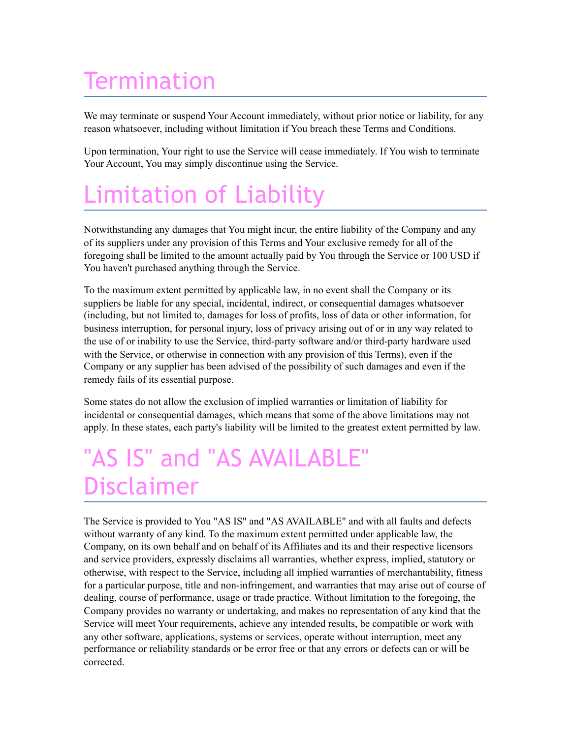# Termination

We may terminate or suspend Your Account immediately, without prior notice or liability, for any reason whatsoever, including without limitation if You breach these Terms and Conditions.

Upon termination, Your right to use the Service will cease immediately. If You wish to terminate Your Account, You may simply discontinue using the Service.

# Limitation of Liability

Notwithstanding any damages that You might incur, the entire liability of the Company and any of its suppliers under any provision of this Terms and Your exclusive remedy for all of the foregoing shall be limited to the amount actually paid by You through the Service or 100 USD if You haven't purchased anything through the Service.

To the maximum extent permitted by applicable law, in no event shall the Company or its suppliers be liable for any special, incidental, indirect, or consequential damages whatsoever (including, but not limited to, damages for loss of profits, loss of data or other information, for business interruption, for personal injury, loss of privacy arising out of or in any way related to the use of or inability to use the Service, third-party software and/or third-party hardware used with the Service, or otherwise in connection with any provision of this Terms), even if the Company or any supplier has been advised of the possibility of such damages and even if the remedy fails of its essential purpose.

Some states do not allow the exclusion of implied warranties or limitation of liability for incidental or consequential damages, which means that some of the above limitations may not apply. In these states, each party's liability will be limited to the greatest extent permitted by law.

# "AS IS" and "AS AVAILABLE" Disclaimer

The Service is provided to You "AS IS" and "AS AVAILABLE" and with all faults and defects without warranty of any kind. To the maximum extent permitted under applicable law, the Company, on its own behalf and on behalf of its Affiliates and its and their respective licensors and service providers, expressly disclaims all warranties, whether express, implied, statutory or otherwise, with respect to the Service, including all implied warranties of merchantability, fitness for a particular purpose, title and non-infringement, and warranties that may arise out of course of dealing, course of performance, usage or trade practice. Without limitation to the foregoing, the Company provides no warranty or undertaking, and makes no representation of any kind that the Service will meet Your requirements, achieve any intended results, be compatible or work with any other software, applications, systems or services, operate without interruption, meet any performance or reliability standards or be error free or that any errors or defects can or will be corrected.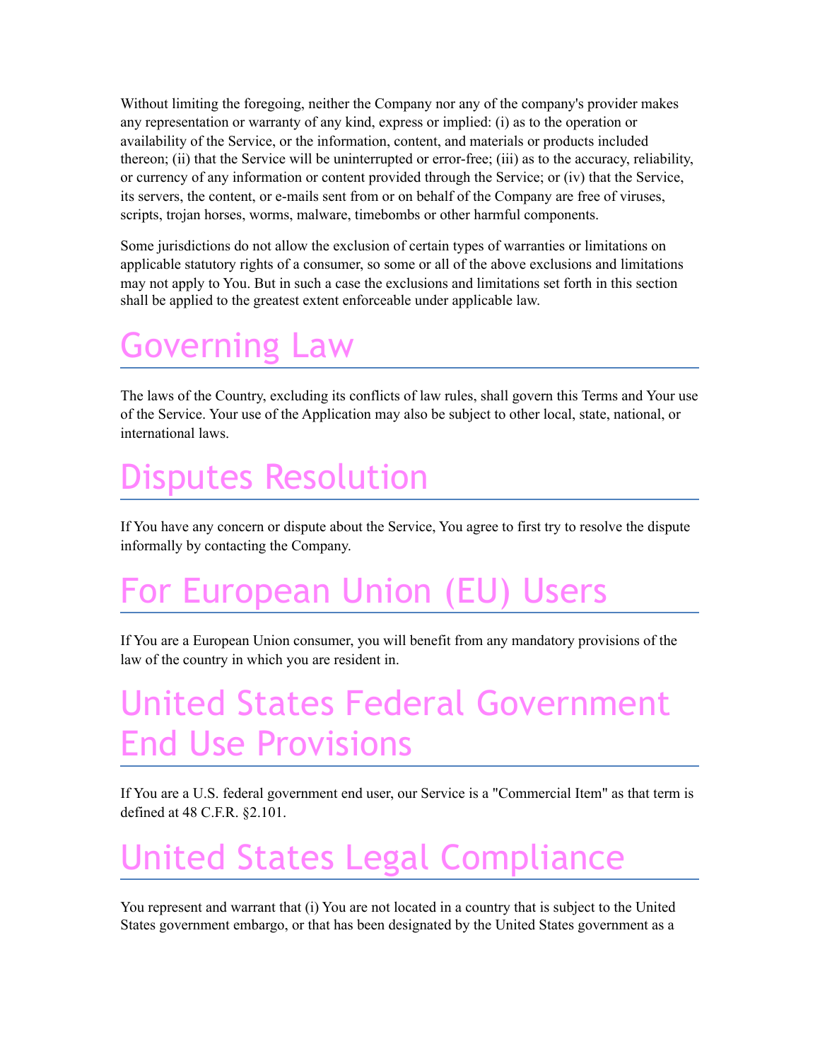Without limiting the foregoing, neither the Company nor any of the company's provider makes any representation or warranty of any kind, express or implied: (i) as to the operation or availability of the Service, or the information, content, and materials or products included thereon; (ii) that the Service will be uninterrupted or error-free; (iii) as to the accuracy, reliability, or currency of any information or content provided through the Service; or (iv) that the Service, its servers, the content, or e-mails sent from or on behalf of the Company are free of viruses, scripts, trojan horses, worms, malware, timebombs or other harmful components.

Some jurisdictions do not allow the exclusion of certain types of warranties or limitations on applicable statutory rights of a consumer, so some or all of the above exclusions and limitations may not apply to You. But in such a case the exclusions and limitations set forth in this section shall be applied to the greatest extent enforceable under applicable law.

# Governing Law

The laws of the Country, excluding its conflicts of law rules, shall govern this Terms and Your use of the Service. Your use of the Application may also be subject to other local, state, national, or international laws.

# Disputes Resolution

If You have any concern or dispute about the Service, You agree to first try to resolve the dispute informally by contacting the Company.

# For European Union (EU) Users

If You are a European Union consumer, you will benefit from any mandatory provisions of the law of the country in which you are resident in.

# United States Federal Government End Use Provisions

If You are a U.S. federal government end user, our Service is a "Commercial Item" as that term is defined at 48 C.F.R. §2.101.

# United States Legal Compliance

You represent and warrant that (i) You are not located in a country that is subject to the United States government embargo, or that has been designated by the United States government as a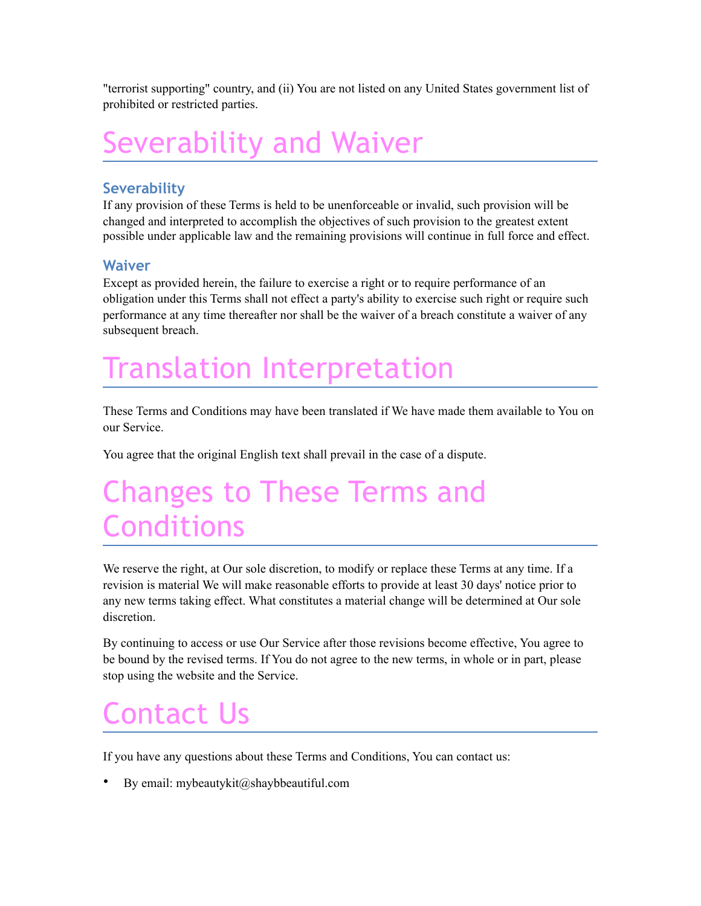"terrorist supporting" country, and (ii) You are not listed on any United States government list of prohibited or restricted parties.

# Severability and Waiver

### Severability

If any provision of these Terms is held to be unenforceable or invalid, such provision will be changed and interpreted to accomplish the objectives of such provision to the greatest extent possible under applicable law and the remaining provisions will continue in full force and effect.

### Waiver

Except as provided herein, the failure to exercise a right or to require performance of an obligation under this Terms shall not effect a party's ability to exercise such right or require such performance at any time thereafter nor shall be the waiver of a breach constitute a waiver of any subsequent breach.

# Translation Interpretation

These Terms and Conditions may have been translated if We have made them available to You on our Service.

You agree that the original English text shall prevail in the case of a dispute.

# Changes to These Terms and Conditions

We reserve the right, at Our sole discretion, to modify or replace these Terms at any time. If a revision is material We will make reasonable efforts to provide at least 30 days' notice prior to any new terms taking effect. What constitutes a material change will be determined at Our sole discretion.

By continuing to access or use Our Service after those revisions become effective, You agree to be bound by the revised terms. If You do not agree to the new terms, in whole or in part, please stop using the website and the Service.

# Contact Us

If you have any questions about these Terms and Conditions, You can contact us:

- By email: mybeautykit@shaybbeautiful.com